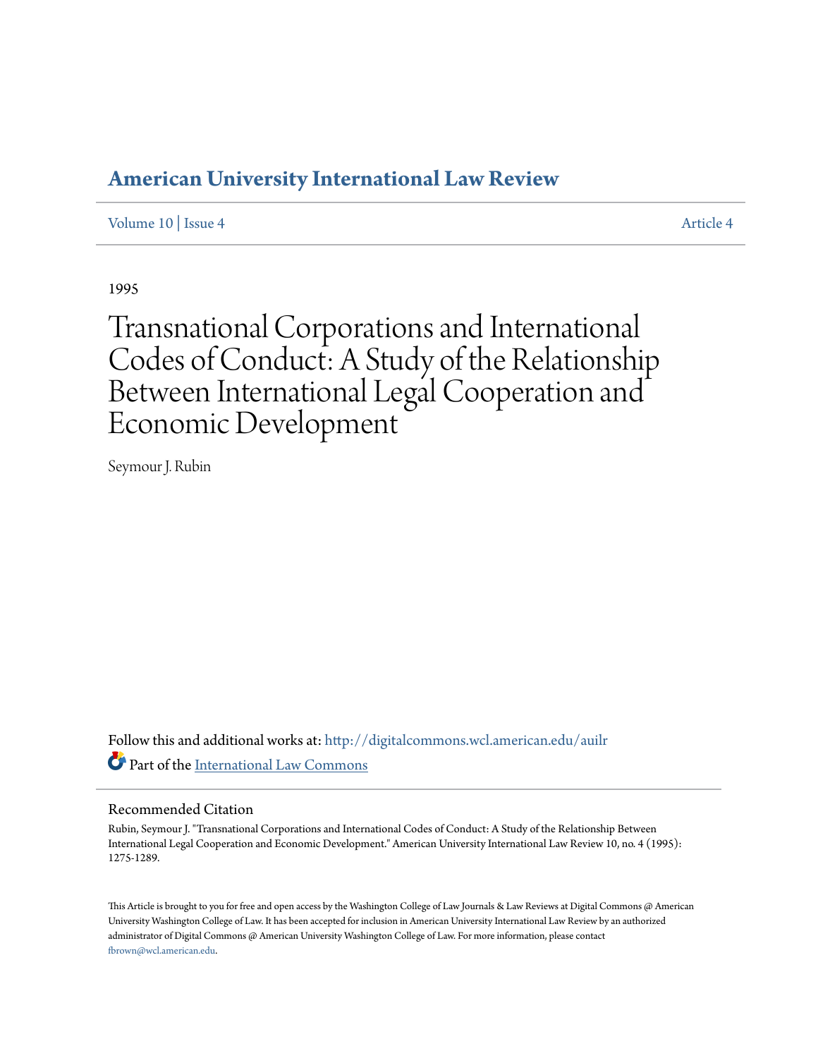# American University International Law Review

Volume 10 | Issue 4 Article 4

1995

# Transnational Corporations and International Codes of Conduct: A Study of the Relationship Between International Legal Cooperation and Economic Development

Seymour J. Rubin

Follow this and additional works at: http://digitalcommons.wcl.american.edu/auilr

Part of the International Law Commons

## Recommended Citation

Rubin, Seymour J. "Transnational Corporations and International Codes of Conduct: A Study of the Relationship Between International Legal Cooperation and Economic Development." American University International Law Review 10, no. 4 (1995): 1275-1289.

This Article is brought to you for free and open access by the Washington College of Law Journals & Law Reviews at Digital Commons @ American University Washington College of Law. It has been accepted for inclusion in American University International Law Review by an authorized administrator of Digital Commons @ American University Washington College of Law. For more information, please contact fbrown@wcl.american.edu.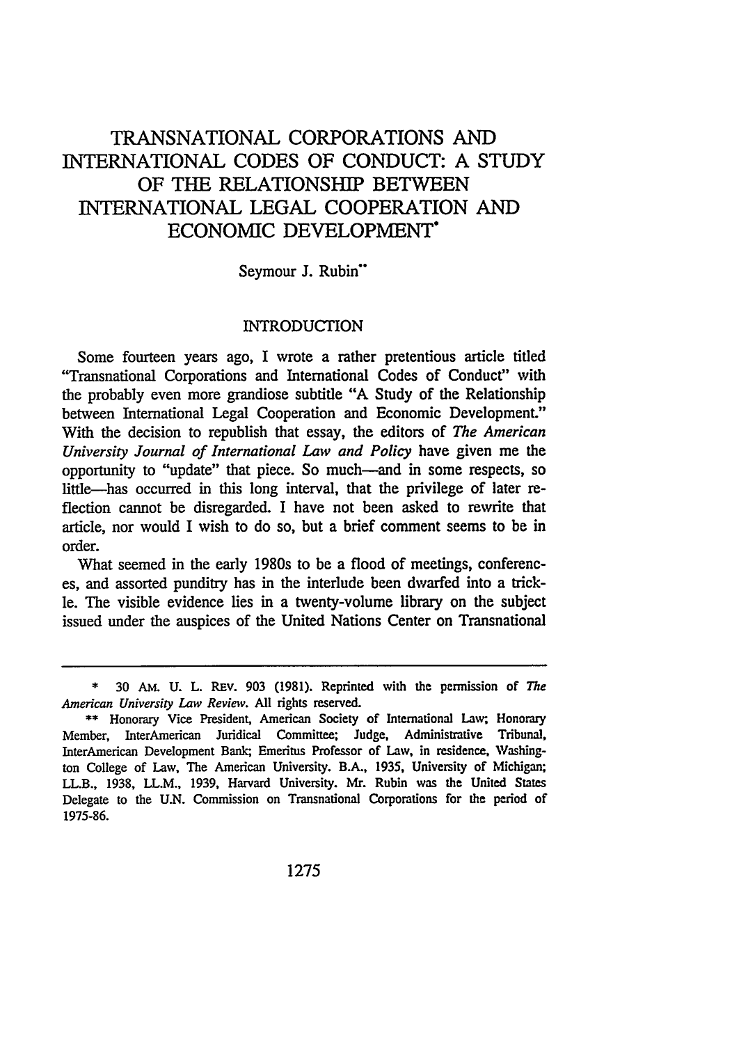# TRANSNATIONAL CORPORATIONS AND INTERNATIONAL CODES OF CONDUCT: A STUDY OF THE RELATIONSHIP BETWEEN INTERNATIONAL LEGAL COOPERATION AND ECONOMIC DEVELOPMENT*

Seymour J. Rubin**

## INTRODUCTION

Some fourteen years ago, I wrote a rather pretentious article titled "Transnational Corporations and International Codes of Conduct" with the probably even more grandiose subtitle "A Study of the Relationship between International Legal Cooperation and Economic Development." With the decision to republish that essay, the editors of *The American University Journal of International Law and Policy* have given me the opportunity to "update" that piece. So much—and in some respects, so little—has occurred in this long interval, that the privilege of later reflection cannot be disregarded. I have not been asked to rewrite that article, nor would I wish to do so, but a brief comment seems to be in order.

What seemed in the early 1980s to be a flood of meetings, conferences, and assorted punditry has in the interlude been dwarfed into a trickle. The visible evidence lies in a twenty-volume library on the subject issued under the auspices of the United Nations Center on Transnational

---

\* 30 AM. U. L. REV. 903 (1981). Reprinted with the permission of *The American University Law Review*. All rights reserved.

\*\* Honorary Vice President, American Society of International Law; Honorary Member, InterAmerican Juridical Committee; Judge, Administrative Tribunal, InterAmerican Development Bank; Emeritus Professor of Law, in residence, Washington College of Law, The American University. B.A., 1935, University of Michigan; LL.B., 1938, LL.M., 1939, Harvard University. Mr. Rubin was the United States Delegate to the U.N. Commission on Transnational Corporations for the period of 1975-86.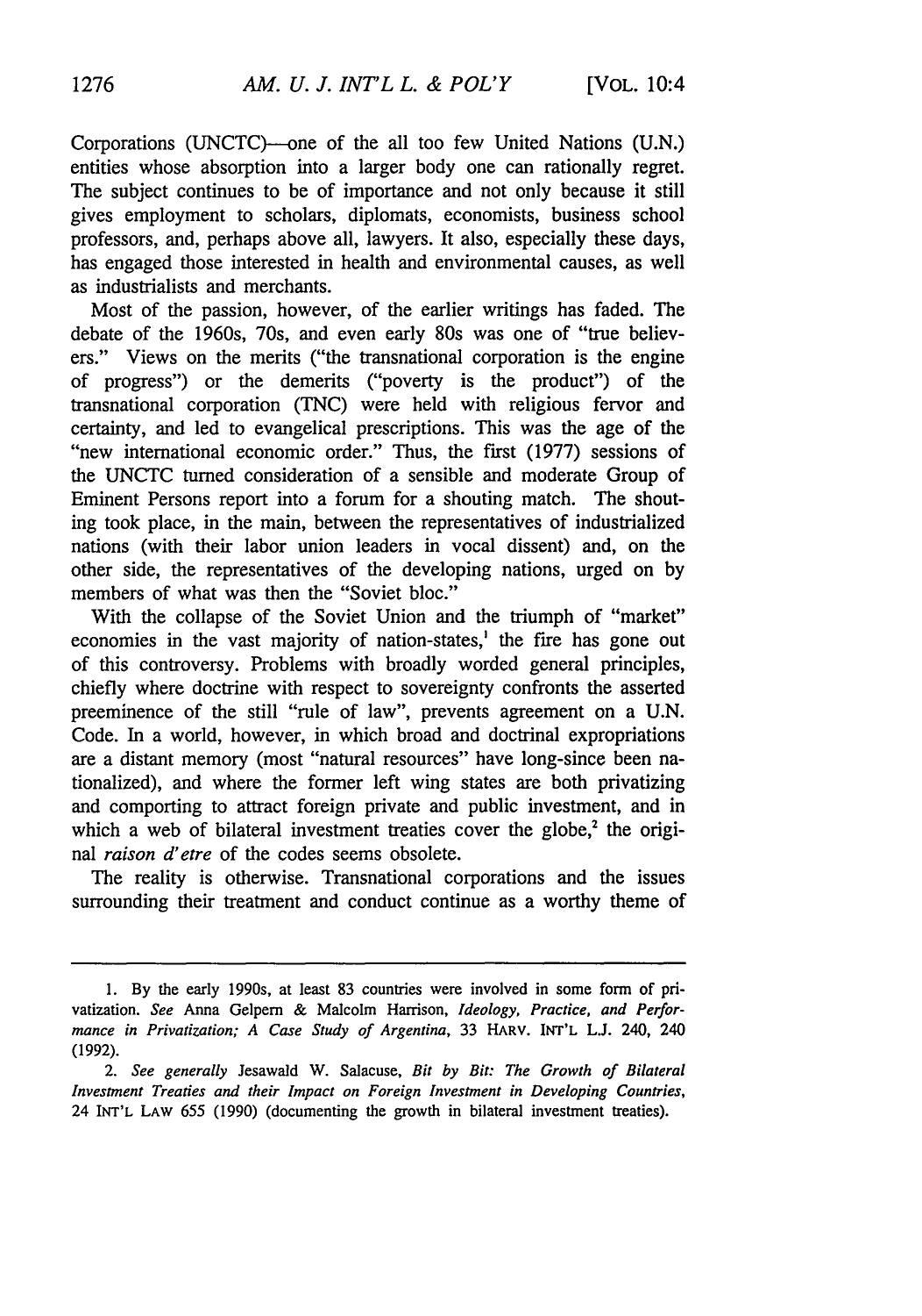Corporations (UNCTC)—one of the all too few United Nations (U.N.) entities whose absorption into a larger body one can rationally regret. The subject continues to be of importance and not only because it still gives employment to scholars, diplomats, economists, business school professors, and, perhaps above all, lawyers. It also, especially these days, has engaged those interested in health and environmental causes, as well as industrialists and merchants.

Most of the passion, however, of the earlier writings has faded. The debate of the 1960s, 70s, and even early 80s was one of "true believers." Views on the merits ("the transnational corporation is the engine of progress") or the demerits ("poverty is the product") of the transnational corporation (TNC) were held with religious fervor and certainty, and led to evangelical prescriptions. This was the age of the "new international economic order." Thus, the first (1977) sessions of the UNCTC turned consideration of a sensible and moderate Group of Eminent Persons report into a forum for a shouting match. The shouting took place, in the main, between the representatives of industrialized nations (with their labor union leaders in vocal dissent) and, on the other side, the representatives of the developing nations, urged on by members of what was then the "Soviet bloc."

With the collapse of the Soviet Union and the triumph of "market" economies in the vast majority of nation-states,[1] the fire has gone out of this controversy. Problems with broadly worded general principles, chiefly where doctrine with respect to sovereignty confronts the asserted preeminence of the still "rule of law", prevents agreement on a U.N. Code. In a world, however, in which broad and doctrinal expropriations are a distant memory (most "natural resources" have long-since been nationalized), and where the former left wing states are both privatizing and comporting to attract foreign private and public investment, and in which a web of bilateral investment treaties cover the globe,[2] the original *raison d'etre* of the codes seems obsolete.

The reality is otherwise. Transnational corporations and the issues surrounding their treatment and conduct continue as a worthy theme of

---

1. By the early 1990s, at least 83 countries were involved in some form of privatization. *See* Anna Gelpern & Malcolm Harrison, *Ideology, Practice, and Performance in Privatization; A Case Study of Argentina*, 33 HARV. INT'L L.J. 240, 240 (1992).

2. *See generally* Jesawald W. Salacuse, *Bit by Bit: The Growth of Bilateral Investment Treaties and their Impact on Foreign Investment in Developing Countries*, 24 INT'L LAW 655 (1990) (documenting the growth in bilateral investment treaties).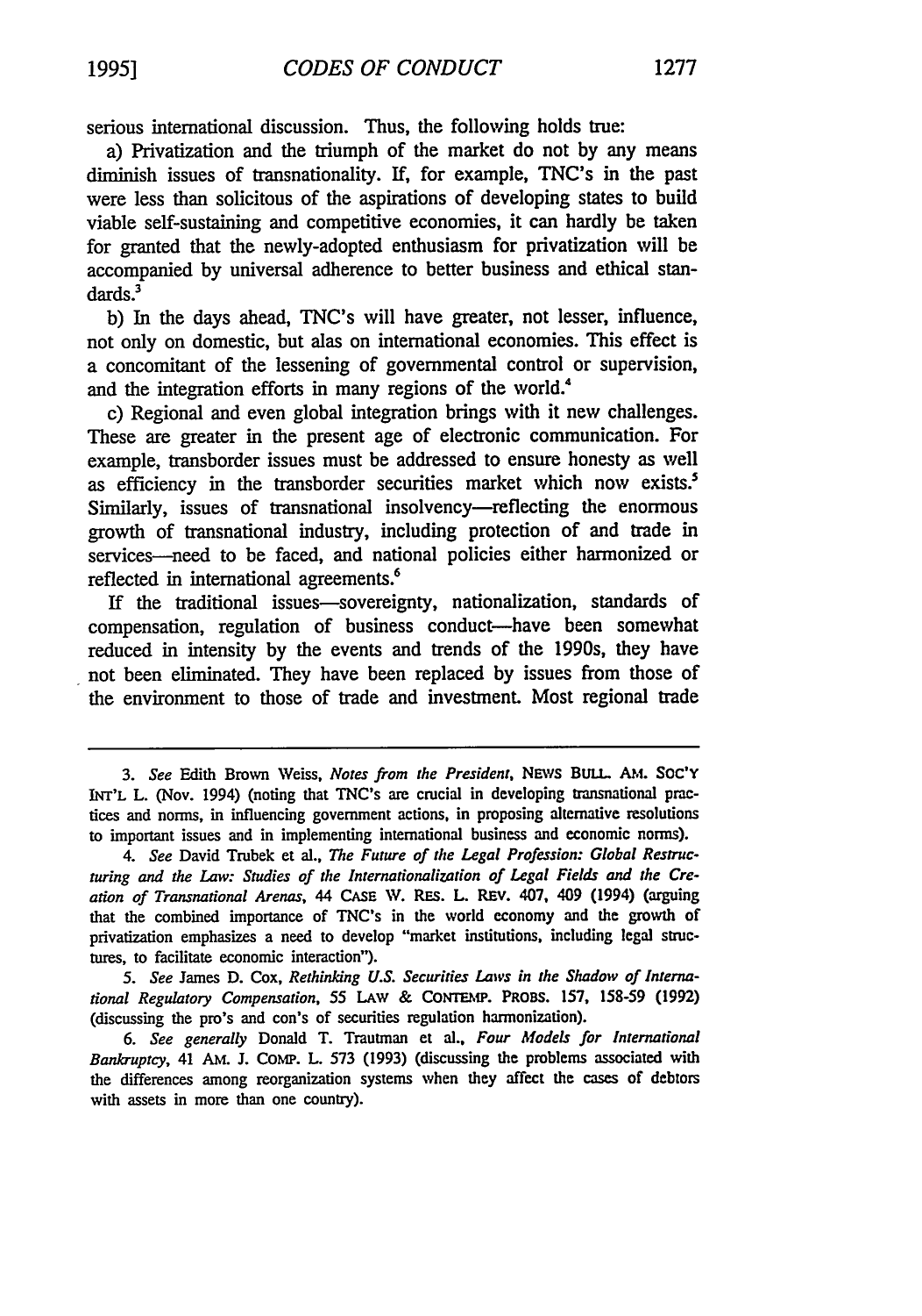serious international discussion. Thus, the following holds true:

a) Privatization and the triumph of the market do not by any means diminish issues of transnationality. If, for example, TNC's in the past were less than solicitous of the aspirations of developing states to build viable self-sustaining and competitive economies, it can hardly be taken for granted that the newly-adopted enthusiasm for privatization will be accompanied by universal adherence to better business and ethical standards.[3]

b) In the days ahead, TNC's will have greater, not lesser, influence, not only on domestic, but alas on international economies. This effect is a concomitant of the lessening of governmental control or supervision, and the integration efforts in many regions of the world.[4]

c) Regional and even global integration brings with it new challenges. These are greater in the present age of electronic communication. For example, transborder issues must be addressed to ensure honesty as well as efficiency in the transborder securities market which now exists.[5] Similarly, issues of transnational insolvency—reflecting the enormous growth of transnational industry, including protection of and trade in services—need to be faced, and national policies either harmonized or reflected in international agreements.[6]

If the traditional issues—sovereignty, nationalization, standards of compensation, regulation of business conduct—have been somewhat reduced in intensity by the events and trends of the 1990s, they have not been eliminated. They have been replaced by issues from those of the environment to those of trade and investment. Most regional trade

---

3. *See* Edith Brown Weiss, *Notes from the President*, NEWS BULL. AM. SOC'Y INT'L L. (Nov. 1994) (noting that TNC's are crucial in developing transnational practices and norms, in influencing government actions, in proposing alternative resolutions to important issues and in implementing international business and economic norms).

4. *See* David Trubek et al., *The Future of the Legal Profession: Global Restructuring and the Law: Studies of the Internationalization of Legal Fields and the Creation of Transnational Arenas*, 44 CASE W. RES. L. REV. 407, 409 (1994) (arguing that the combined importance of TNC's in the world economy and the growth of privatization emphasizes a need to develop "market institutions, including legal structures, to facilitate economic interaction").

5. *See* James D. Cox, *Rethinking U.S. Securities Laws in the Shadow of International Regulatory Compensation*, 55 LAW & CONTEMP. PROBS. 157, 158-59 (1992) (discussing the pro's and con's of securities regulation harmonization).

6. *See generally* Donald T. Trautman et al., *Four Models for International Bankruptcy*, 41 AM. J. COMP. L. 573 (1993) (discussing the problems associated with the differences among reorganization systems when they affect the cases of debtors with assets in more than one country).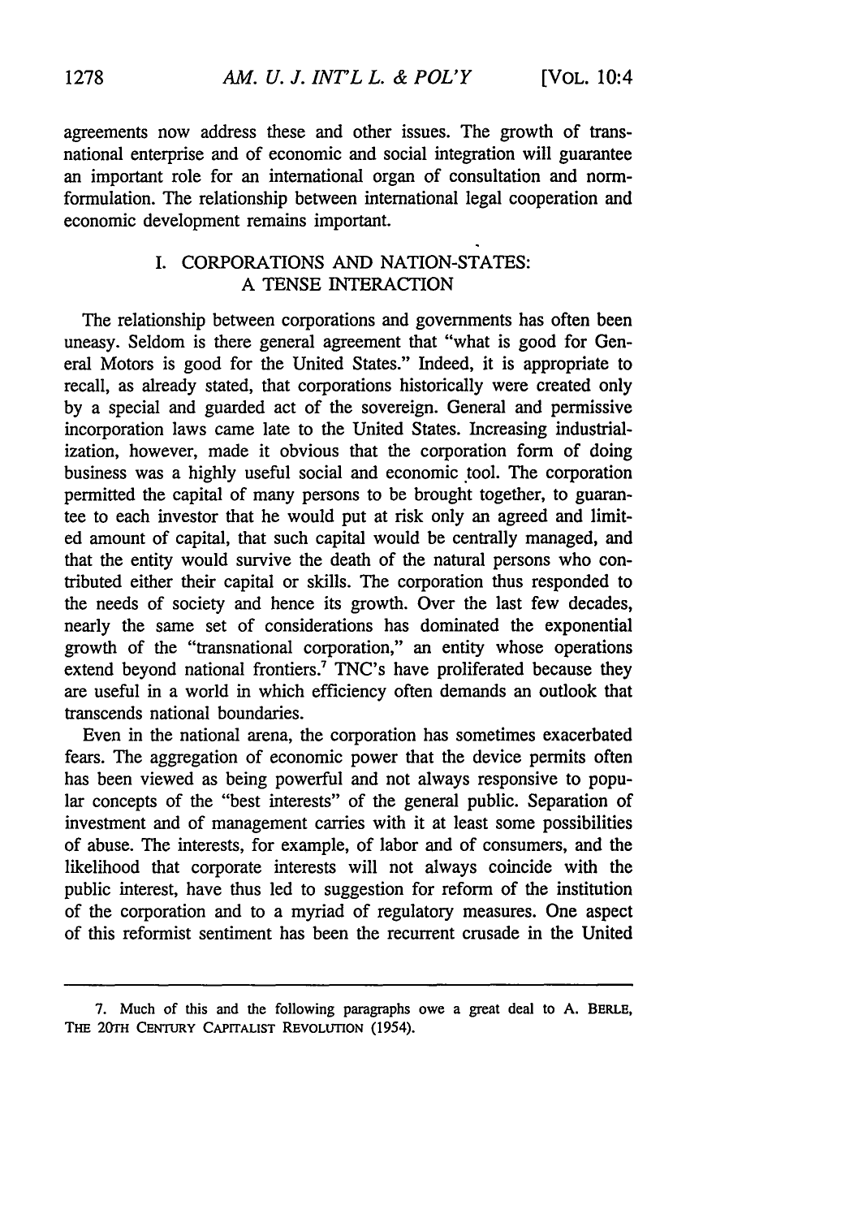agreements now address these and other issues. The growth of transnational enterprise and of economic and social integration will guarantee an important role for an international organ of consultation and norm-formulation. The relationship between international legal cooperation and economic development remains important.

## I. CORPORATIONS AND NATION-STATES: A TENSE INTERACTION

The relationship between corporations and governments has often been uneasy. Seldom is there general agreement that "what is good for General Motors is good for the United States." Indeed, it is appropriate to recall, as already stated, that corporations historically were created only by a special and guarded act of the sovereign. General and permissive incorporation laws came late to the United States. Increasing industrialization, however, made it obvious that the corporation form of doing business was a highly useful social and economic tool. The corporation permitted the capital of many persons to be brought together, to guarantee to each investor that he would put at risk only an agreed and limited amount of capital, that such capital would be centrally managed, and that the entity would survive the death of the natural persons who contributed either their capital or skills. The corporation thus responded to the needs of society and hence its growth. Over the last few decades, nearly the same set of considerations has dominated the exponential growth of the "transnational corporation," an entity whose operations extend beyond national frontiers.[7] TNC's have proliferated because they are useful in a world in which efficiency often demands an outlook that transcends national boundaries.

Even in the national arena, the corporation has sometimes exacerbated fears. The aggregation of economic power that the device permits often has been viewed as being powerful and not always responsive to popular concepts of the "best interests" of the general public. Separation of investment and of management carries with it at least some possibilities of abuse. The interests, for example, of labor and of consumers, and the likelihood that corporate interests will not always coincide with the public interest, have thus led to suggestion for reform of the institution of the corporation and to a myriad of regulatory measures. One aspect of this reformist sentiment has been the recurrent crusade in the United

---

7. Much of this and the following paragraphs owe a great deal to A. BERLE, THE 20TH CENTURY CAPITALIST REVOLUTION (1954).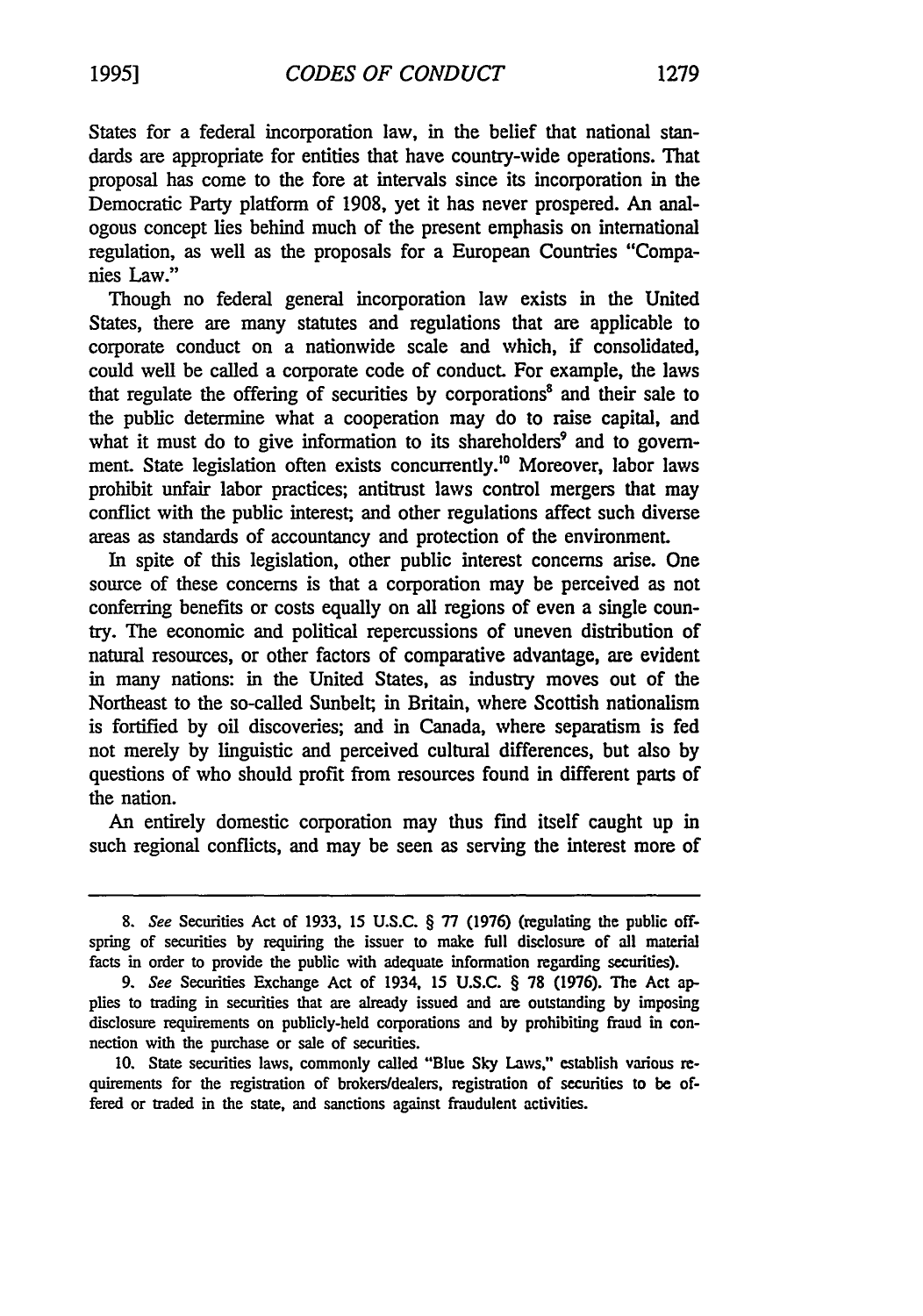States for a federal incorporation law, in the belief that national standards are appropriate for entities that have country-wide operations. That proposal has come to the fore at intervals since its incorporation in the Democratic Party platform of 1908, yet it has never prospered. An analogous concept lies behind much of the present emphasis on international regulation, as well as the proposals for a European Countries "Companies Law."

Though no federal general incorporation law exists in the United States, there are many statutes and regulations that are applicable to corporate conduct on a nationwide scale and which, if consolidated, could well be called a corporate code of conduct. For example, the laws that regulate the offering of securities by corporations[8] and their sale to the public determine what a cooperation may do to raise capital, and what it must do to give information to its shareholders[9] and to government. State legislation often exists concurrently.[10] Moreover, labor laws prohibit unfair labor practices; antitrust laws control mergers that may conflict with the public interest; and other regulations affect such diverse areas as standards of accountancy and protection of the environment.

In spite of this legislation, other public interest concerns arise. One source of these concerns is that a corporation may be perceived as not conferring benefits or costs equally on all regions of even a single country. The economic and political repercussions of uneven distribution of natural resources, or other factors of comparative advantage, are evident in many nations: in the United States, as industry moves out of the Northeast to the so-called Sunbelt; in Britain, where Scottish nationalism is fortified by oil discoveries; and in Canada, where separatism is fed not merely by linguistic and perceived cultural differences, but also by questions of who should profit from resources found in different parts of the nation.

An entirely domestic corporation may thus find itself caught up in such regional conflicts, and may be seen as serving the interest more of

---

8. *See* Securities Act of 1933, 15 U.S.C. § 77 (1976) (regulating the public offspring of securities by requiring the issuer to make full disclosure of all material facts in order to provide the public with adequate information regarding securities).

9. *See* Securities Exchange Act of 1934, 15 U.S.C. § 78 (1976). The Act applies to trading in securities that are already issued and are outstanding by imposing disclosure requirements on publicly-held corporations and by prohibiting fraud in connection with the purchase or sale of securities.

10. State securities laws, commonly called "Blue Sky Laws," establish various requirements for the registration of brokers/dealers, registration of securities to be offered or traded in the state, and sanctions against fraudulent activities.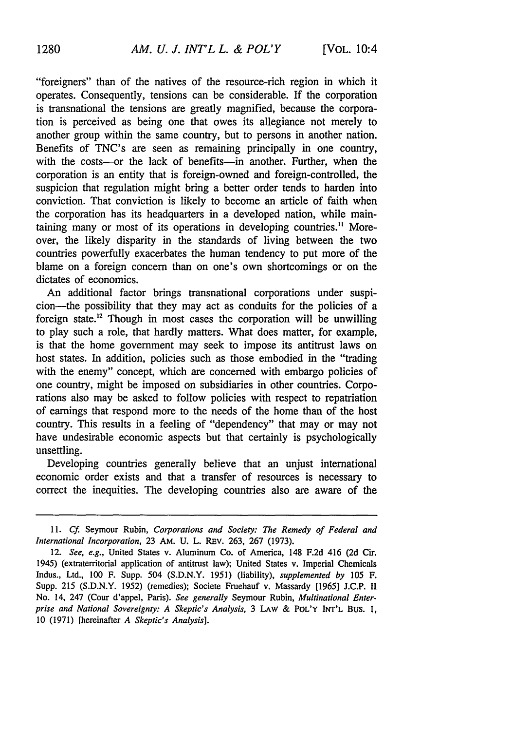"foreigners" than of the natives of the resource-rich region in which it operates. Consequently, tensions can be considerable. If the corporation is transnational the tensions are greatly magnified, because the corporation is perceived as being one that owes its allegiance not merely to another group within the same country, but to persons in another nation. Benefits of TNC's are seen as remaining principally in one country, with the costs—or the lack of benefits—in another. Further, when the corporation is an entity that is foreign-owned and foreign-controlled, the suspicion that regulation might bring a better order tends to harden into conviction. That conviction is likely to become an article of faith when the corporation has its headquarters in a developed nation, while maintaining many or most of its operations in developing countries.[11] Moreover, the likely disparity in the standards of living between the two countries powerfully exacerbates the human tendency to put more of the blame on a foreign concern than on one's own shortcomings or on the dictates of economics.

An additional factor brings transnational corporations under suspicion—the possibility that they may act as conduits for the policies of a foreign state.[12] Though in most cases the corporation will be unwilling to play such a role, that hardly matters. What does matter, for example, is that the home government may seek to impose its antitrust laws on host states. In addition, policies such as those embodied in the "trading with the enemy" concept, which are concerned with embargo policies of one country, might be imposed on subsidiaries in other countries. Corporations also may be asked to follow policies with respect to repatriation of earnings that respond more to the needs of the home than of the host country. This results in a feeling of "dependency" that may or may not have undesirable economic aspects but that certainly is psychologically unsettling.

Developing countries generally believe that an unjust international economic order exists and that a transfer of resources is necessary to correct the inequities. The developing countries also are aware of the

---

11. *Cf.* Seymour Rubin, *Corporations and Society: The Remedy of Federal and International Incorporation*, 23 AM. U. L. REV. 263, 267 (1973).

12. *See, e.g.*, United States v. Aluminum Co. of America, 148 F.2d 416 (2d Cir. 1945) (extraterritorial application of antitrust law); United States v. Imperial Chemicals Indus., Ltd., 100 F. Supp. 504 (S.D.N.Y. 1951) (liability), *supplemented by* 105 F. Supp. 215 (S.D.N.Y. 1952) (remedies); Societe Fruehauf v. Massardy [1965] J.C.P. II No. 14, 247 (Cour d'appel, Paris). *See generally* Seymour Rubin, *Multinational Enterprise and National Sovereignty: A Skeptic's Analysis*, 3 LAW & POL'Y INT'L BUS. 1, 10 (1971) [hereinafter *A Skeptic's Analysis*].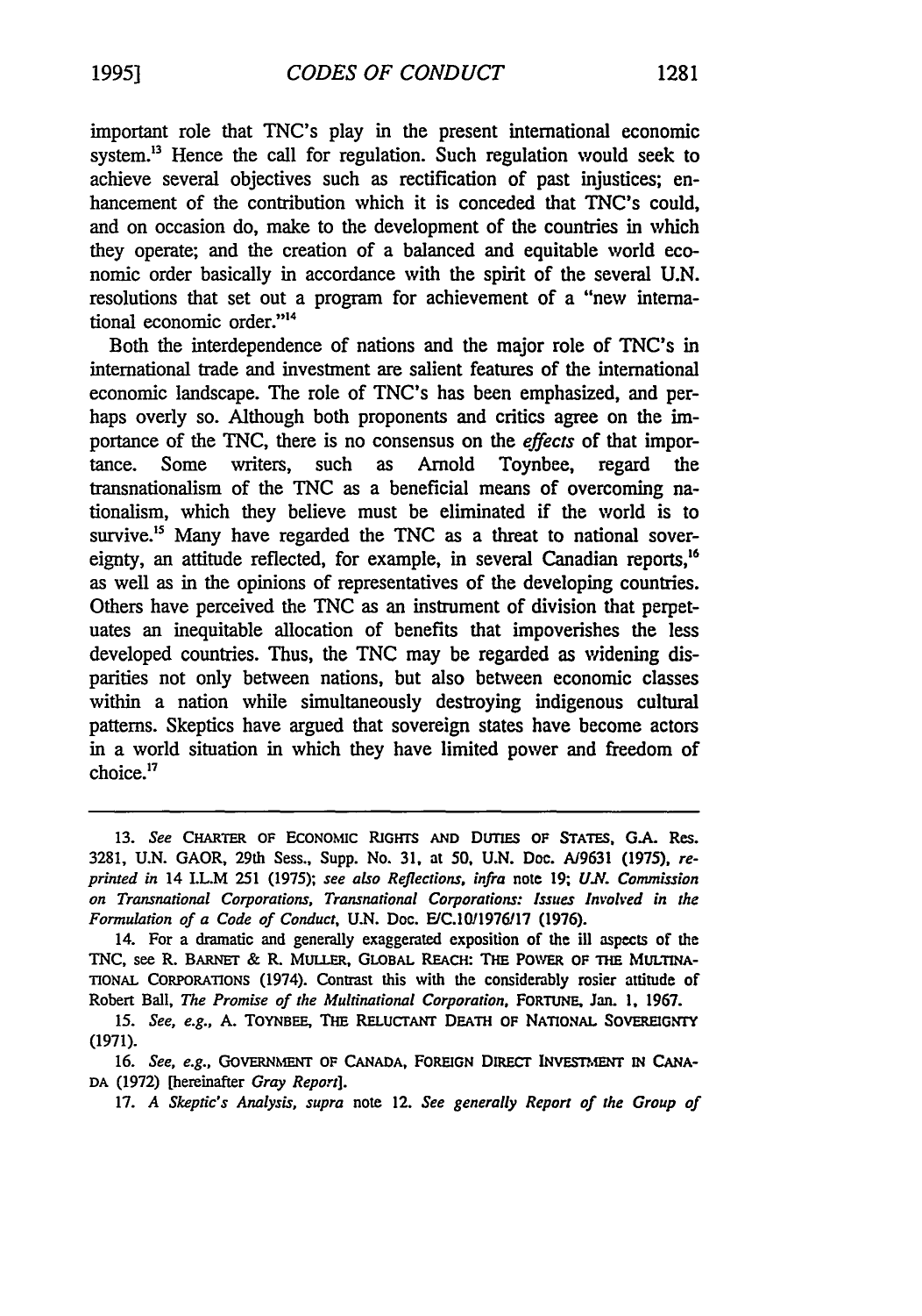important role that TNC's play in the present international economic system.[13] Hence the call for regulation. Such regulation would seek to achieve several objectives such as rectification of past injustices; enhancement of the contribution which it is conceded that TNC's could, and on occasion do, make to the development of the countries in which they operate; and the creation of a balanced and equitable world economic order basically in accordance with the spirit of the several U.N. resolutions that set out a program for achievement of a "new international economic order."[14]

Both the interdependence of nations and the major role of TNC's in international trade and investment are salient features of the international economic landscape. The role of TNC's has been emphasized, and perhaps overly so. Although both proponents and critics agree on the importance of the TNC, there is no consensus on the *effects* of that importance. Some writers, such as Arnold Toynbee, regard the transnationalism of the TNC as a beneficial means of overcoming nationalism, which they believe must be eliminated if the world is to survive.[15] Many have regarded the TNC as a threat to national sovereignty, an attitude reflected, for example, in several Canadian reports,[16] as well as in the opinions of representatives of the developing countries. Others have perceived the TNC as an instrument of division that perpetuates an inequitable allocation of benefits that impoverishes the less developed countries. Thus, the TNC may be regarded as widening disparities not only between nations, but also between economic classes within a nation while simultaneously destroying indigenous cultural patterns. Skeptics have argued that sovereign states have become actors in a world situation in which they have limited power and freedom of choice.[17]

---

13. *See* CHARTER OF ECONOMIC RIGHTS AND DUTIES OF STATES, G.A. Res. 3281, U.N. GAOR, 29th Sess., Supp. No. 31, at 50, U.N. Doc. A/9631 (1975), *reprinted in* 14 I.L.M 251 (1975); *see also Reflections, infra* note 19; *U.N. Commission on Transnational Corporations, Transnational Corporations: Issues Involved in the Formulation of a Code of Conduct*, U.N. Doc. E/C.10/1976/17 (1976).

14. For a dramatic and generally exaggerated exposition of the ill aspects of the TNC, see R. BARNET & R. MULLER, GLOBAL REACH: THE POWER OF THE MULTINATIONAL CORPORATIONS (1974). Contrast this with the considerably rosier attitude of Robert Ball, *The Promise of the Multinational Corporation*, FORTUNE, Jan. 1, 1967.

15. *See, e.g.*, A. TOYNBEE, THE RELUCTANT DEATH OF NATIONAL SOVEREIGNTY (1971).

16. *See, e.g.*, GOVERNMENT OF CANADA, FOREIGN DIRECT INVESTMENT IN CANADA (1972) [hereinafter *Gray Report*].

17. *A Skeptic's Analysis, supra* note 12. *See generally Report of the Group of*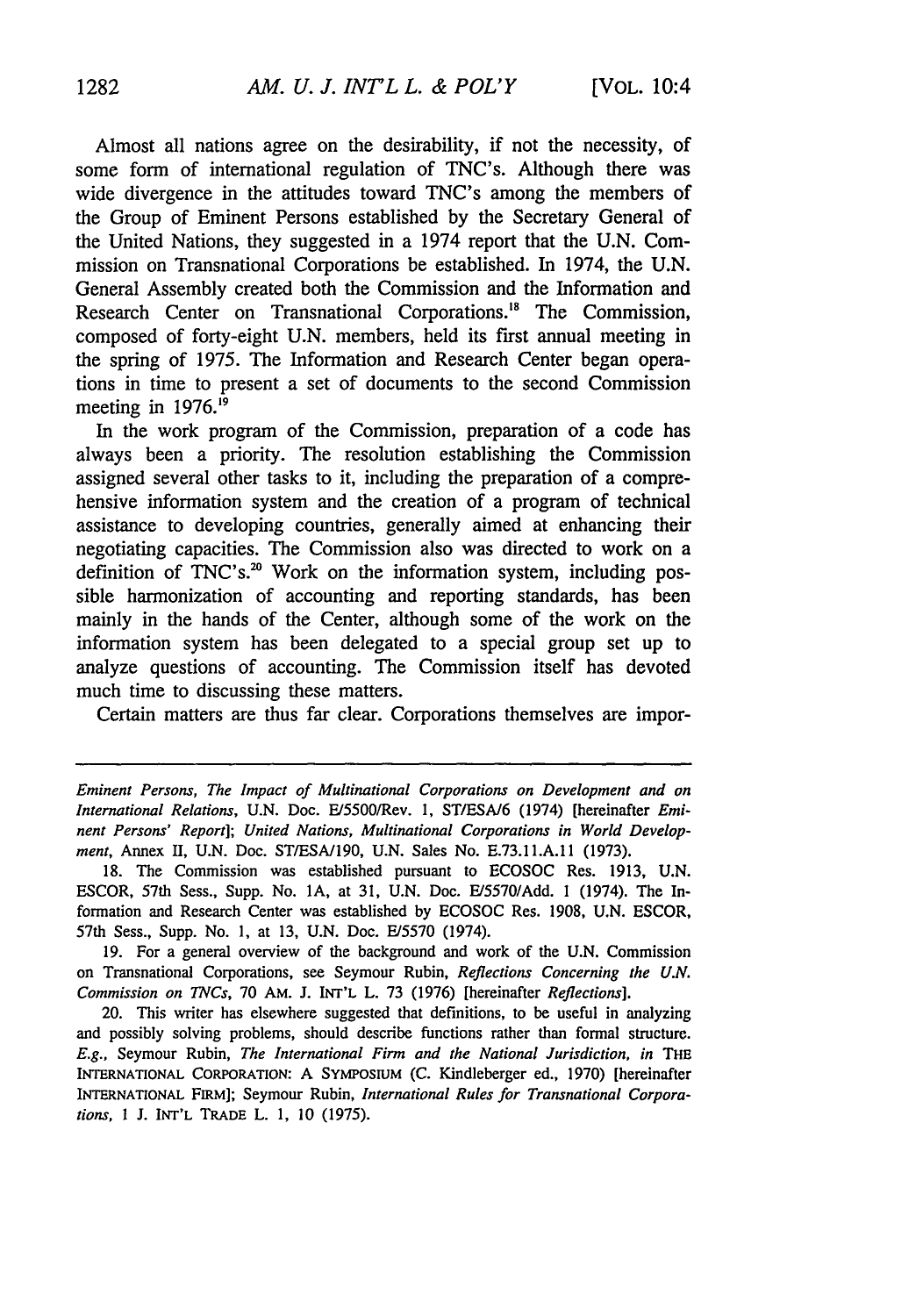Almost all nations agree on the desirability, if not the necessity, of some form of international regulation of TNC's. Although there was wide divergence in the attitudes toward TNC's among the members of the Group of Eminent Persons established by the Secretary General of the United Nations, they suggested in a 1974 report that the U.N. Commission on Transnational Corporations be established. In 1974, the U.N. General Assembly created both the Commission and the Information and Research Center on Transnational Corporations.[18] The Commission, composed of forty-eight U.N. members, held its first annual meeting in the spring of 1975. The Information and Research Center began operations in time to present a set of documents to the second Commission meeting in 1976.[19]

In the work program of the Commission, preparation of a code has always been a priority. The resolution establishing the Commission assigned several other tasks to it, including the preparation of a comprehensive information system and the creation of a program of technical assistance to developing countries, generally aimed at enhancing their negotiating capacities. The Commission also was directed to work on a definition of TNC's.[20] Work on the information system, including possible harmonization of accounting and reporting standards, has been mainly in the hands of the Center, although some of the work on the information system has been delegated to a special group set up to analyze questions of accounting. The Commission itself has devoted much time to discussing these matters.

Certain matters are thus far clear. Corporations themselves are impor-

---

*Eminent Persons, The Impact of Multinational Corporations on Development and on International Relations*, U.N. Doc. E/5500/Rev. 1, ST/ESA/6 (1974) [hereinafter *Eminent Persons' Report*]; *United Nations, Multinational Corporations in World Development*, Annex II, U.N. Doc. ST/ESA/190, U.N. Sales No. E.73.11.A.11 (1973).

18. The Commission was established pursuant to ECOSOC Res. 1913, U.N. ESCOR, 57th Sess., Supp. No. 1A, at 31, U.N. Doc. E/5570/Add. 1 (1974). The Information and Research Center was established by ECOSOC Res. 1908, U.N. ESCOR, 57th Sess., Supp. No. 1, at 13, U.N. Doc. E/5570 (1974).

19. For a general overview of the background and work of the U.N. Commission on Transnational Corporations, see Seymour Rubin, *Reflections Concerning the U.N. Commission on TNCs*, 70 AM. J. INT'L L. 73 (1976) [hereinafter *Reflections*].

20. This writer has elsewhere suggested that definitions, to be useful in analyzing and possibly solving problems, should describe functions rather than formal structure. *E.g.*, Seymour Rubin, *The International Firm and the National Jurisdiction*, *in* THE INTERNATIONAL CORPORATION: A SYMPOSIUM (C. Kindleberger ed., 1970) [hereinafter INTERNATIONAL FIRM]; Seymour Rubin, *International Rules for Transnational Corporations*, 1 J. INT'L TRADE L. 1, 10 (1975).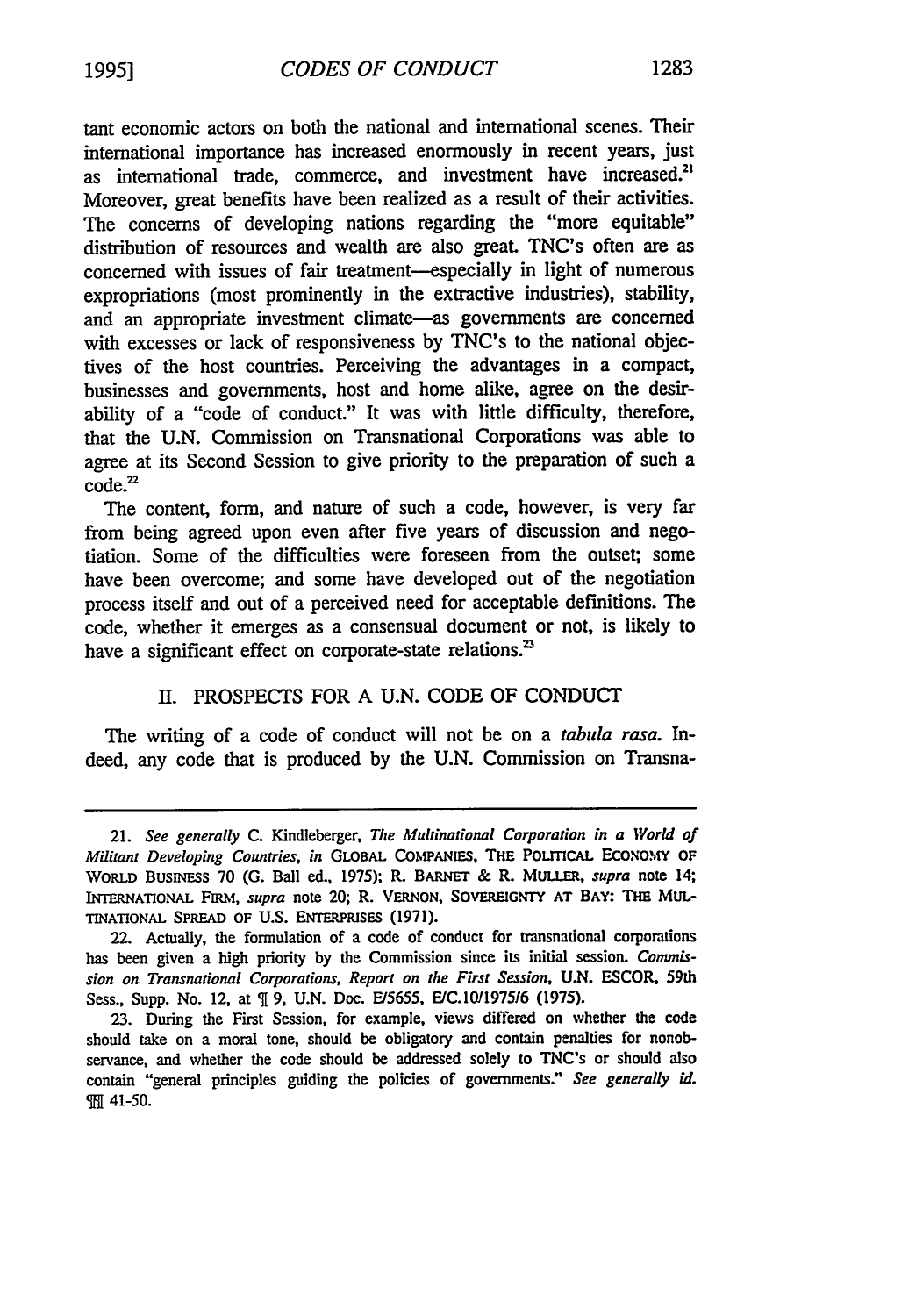tant economic actors on both the national and international scenes. Their international importance has increased enormously in recent years, just as international trade, commerce, and investment have increased.[21] Moreover, great benefits have been realized as a result of their activities. The concerns of developing nations regarding the "more equitable" distribution of resources and wealth are also great. TNC's often are as concerned with issues of fair treatment—especially in light of numerous expropriations (most prominently in the extractive industries), stability, and an appropriate investment climate—as governments are concerned with excesses or lack of responsiveness by TNC's to the national objectives of the host countries. Perceiving the advantages in a compact, businesses and governments, host and home alike, agree on the desirability of a "code of conduct." It was with little difficulty, therefore, that the U.N. Commission on Transnational Corporations was able to agree at its Second Session to give priority to the preparation of such a code.[22]

The content, form, and nature of such a code, however, is very far from being agreed upon even after five years of discussion and negotiation. Some of the difficulties were foreseen from the outset; some have been overcome; and some have developed out of the negotiation process itself and out of a perceived need for acceptable definitions. The code, whether it emerges as a consensual document or not, is likely to have a significant effect on corporate-state relations.[23]

## II. PROSPECTS FOR A U.N. CODE OF CONDUCT

The writing of a code of conduct will not be on a *tabula rasa*. Indeed, any code that is produced by the U.N. Commission on Transna-

---

21. *See generally* C. Kindleberger, *The Multinational Corporation in a World of Militant Developing Countries*, *in* GLOBAL COMPANIES, THE POLITICAL ECONOMY OF WORLD BUSINESS 70 (G. Ball ed., 1975); R. BARNET & R. MULLER, *supra* note 14; INTERNATIONAL FIRM, *supra* note 20; R. VERNON, SOVEREIGNTY AT BAY: THE MULTINATIONAL SPREAD OF U.S. ENTERPRISES (1971).

22. Actually, the formulation of a code of conduct for transnational corporations has been given a high priority by the Commission since its initial session. *Commission on Transnational Corporations, Report on the First Session*, U.N. ESCOR, 59th Sess., Supp. No. 12, at ¶ 9, U.N. Doc. E/5655, E/C.10/1975/6 (1975).

23. During the First Session, for example, views differed on whether the code should take on a moral tone, should be obligatory and contain penalties for nonobservance, and whether the code should be addressed solely to TNC's or should also contain "general principles guiding the policies of governments." *See generally id.* ¶¶ 41-50.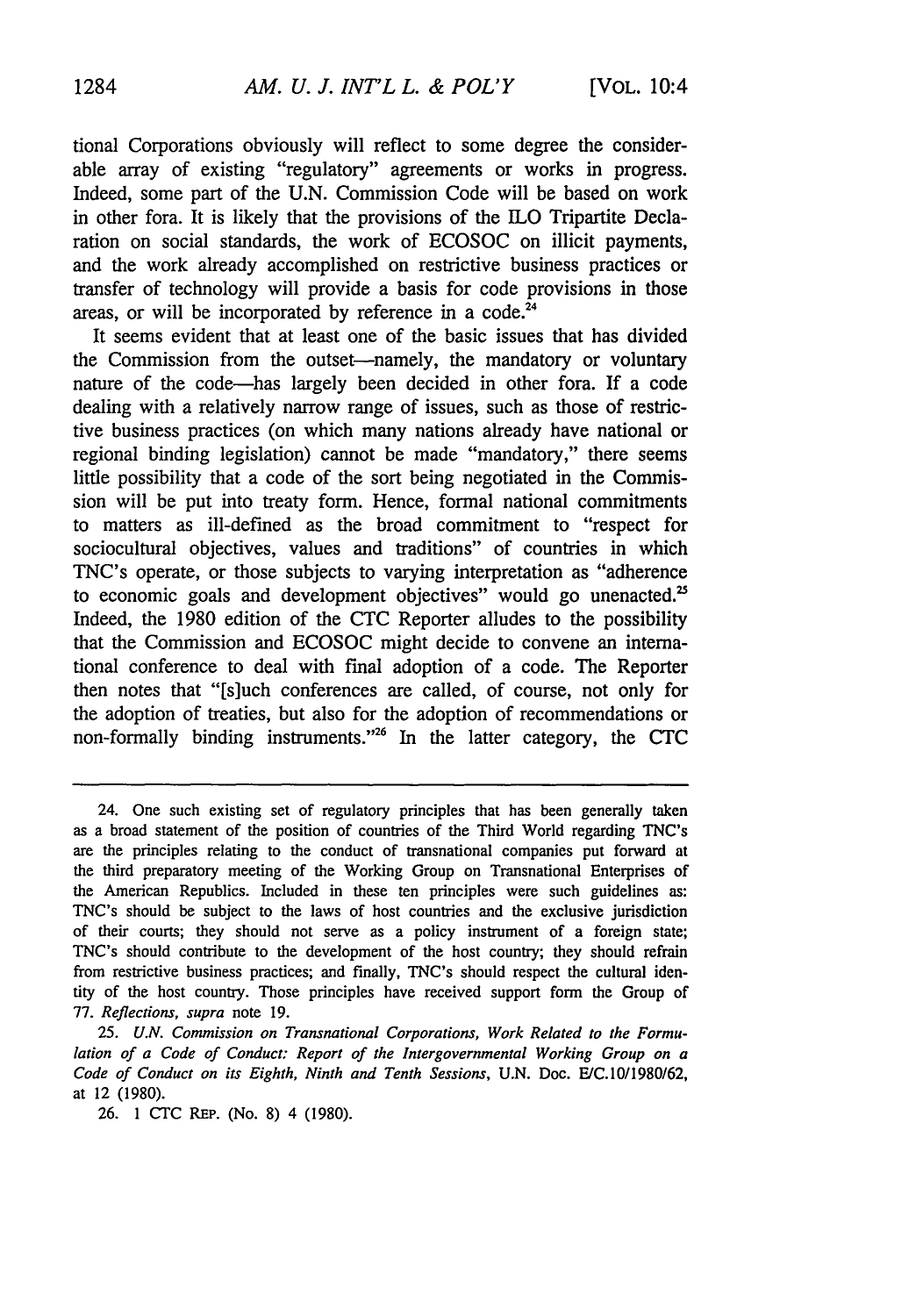tional Corporations obviously will reflect to some degree the considerable array of existing "regulatory" agreements or works in progress. Indeed, some part of the U.N. Commission Code will be based on work in other fora. It is likely that the provisions of the ILO Tripartite Declaration on social standards, the work of ECOSOC on illicit payments, and the work already accomplished on restrictive business practices or transfer of technology will provide a basis for code provisions in those areas, or will be incorporated by reference in a code.[24]

It seems evident that at least one of the basic issues that has divided the Commission from the outset—namely, the mandatory or voluntary nature of the code—has largely been decided in other fora. If a code dealing with a relatively narrow range of issues, such as those of restrictive business practices (on which many nations already have national or regional binding legislation) cannot be made "mandatory," there seems little possibility that a code of the sort being negotiated in the Commission will be put into treaty form. Hence, formal national commitments to matters as ill-defined as the broad commitment to "respect for sociocultural objectives, values and traditions" of countries in which TNC's operate, or those subjects to varying interpretation as "adherence to economic goals and development objectives" would go unenacted.[25] Indeed, the 1980 edition of the CTC Reporter alludes to the possibility that the Commission and ECOSOC might decide to convene an international conference to deal with final adoption of a code. The Reporter then notes that "[s]uch conferences are called, of course, not only for the adoption of treaties, but also for the adoption of recommendations or non-formally binding instruments."[26] In the latter category, the CTC

---

24. One such existing set of regulatory principles that has been generally taken as a broad statement of the position of countries of the Third World regarding TNC's are the principles relating to the conduct of transnational companies put forward at the third preparatory meeting of the Working Group on Transnational Enterprises of the American Republics. Included in these ten principles were such guidelines as: TNC's should be subject to the laws of host countries and the exclusive jurisdiction of their courts; they should not serve as a policy instrument of a foreign state; TNC's should contribute to the development of the host country; they should refrain from restrictive business practices; and finally, TNC's should respect the cultural identity of the host country. Those principles have received support form the Group of 77. *Reflections*, *supra* note 19.

25. *U.N. Commission on Transnational Corporations, Work Related to the Formulation of a Code of Conduct: Report of the Intergovernmental Working Group on a Code of Conduct on its Eighth, Ninth and Tenth Sessions*, U.N. Doc. E/C.10/1980/62, at 12 (1980).

26. 1 CTC REP. (No. 8) 4 (1980).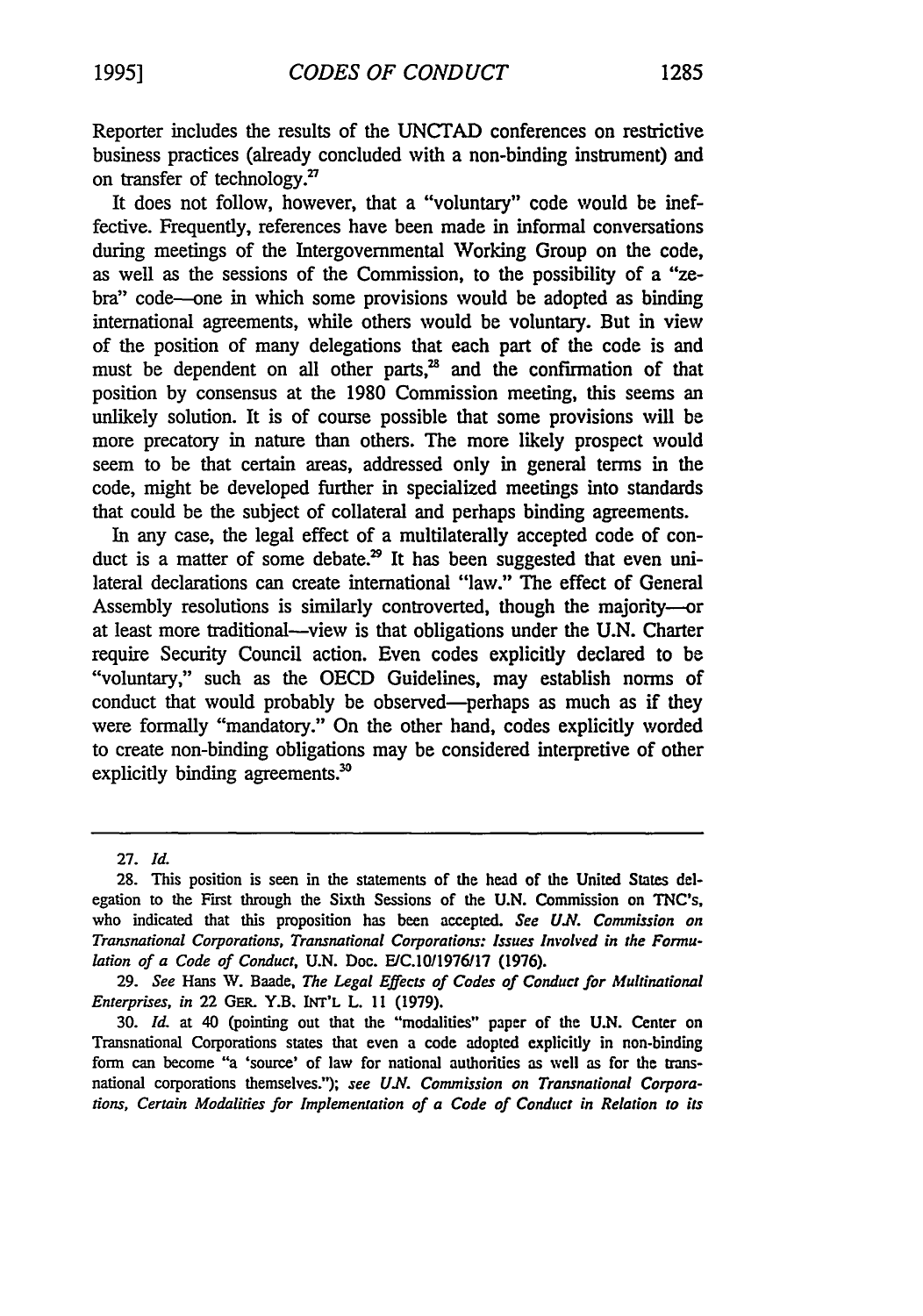Reporter includes the results of the UNCTAD conferences on restrictive business practices (already concluded with a non-binding instrument) and on transfer of technology.[27]

It does not follow, however, that a "voluntary" code would be ineffective. Frequently, references have been made in informal conversations during meetings of the Intergovernmental Working Group on the code, as well as the sessions of the Commission, to the possibility of a "zebra" code—one in which some provisions would be adopted as binding international agreements, while others would be voluntary. But in view of the position of many delegations that each part of the code is and must be dependent on all other parts,[28] and the confirmation of that position by consensus at the 1980 Commission meeting, this seems an unlikely solution. It is of course possible that some provisions will be more precatory in nature than others. The more likely prospect would seem to be that certain areas, addressed only in general terms in the code, might be developed further in specialized meetings into standards that could be the subject of collateral and perhaps binding agreements.

In any case, the legal effect of a multilaterally accepted code of conduct is a matter of some debate.[29] It has been suggested that even unilateral declarations can create international "law." The effect of General Assembly resolutions is similarly controverted, though the majority—or at least more traditional—view is that obligations under the U.N. Charter require Security Council action. Even codes explicitly declared to be "voluntary," such as the OECD Guidelines, may establish norms of conduct that would probably be observed—perhaps as much as if they were formally "mandatory." On the other hand, codes explicitly worded to create non-binding obligations may be considered interpretive of other explicitly binding agreements.[30]

---

27. *Id.*

28. This position is seen in the statements of the head of the United States delegation to the First through the Sixth Sessions of the U.N. Commission on TNC's, who indicated that this proposition has been accepted. *See U.N. Commission on Transnational Corporations, Transnational Corporations: Issues Involved in the Formulation of a Code of Conduct*, U.N. Doc. E/C.10/1976/17 (1976).

29. *See* Hans W. Baade, *The Legal Effects of Codes of Conduct for Multinational Enterprises*, *in* 22 GER. Y.B. INT'L L. 11 (1979).

30. *Id.* at 40 (pointing out that the "modalities" paper of the U.N. Center on Transnational Corporations states that even a code adopted explicitly in non-binding form can become "a 'source' of law for national authorities as well as for the transnational corporations themselves."); *see U.N. Commission on Transnational Corporations, Certain Modalities for Implementation of a Code of Conduct in Relation to its*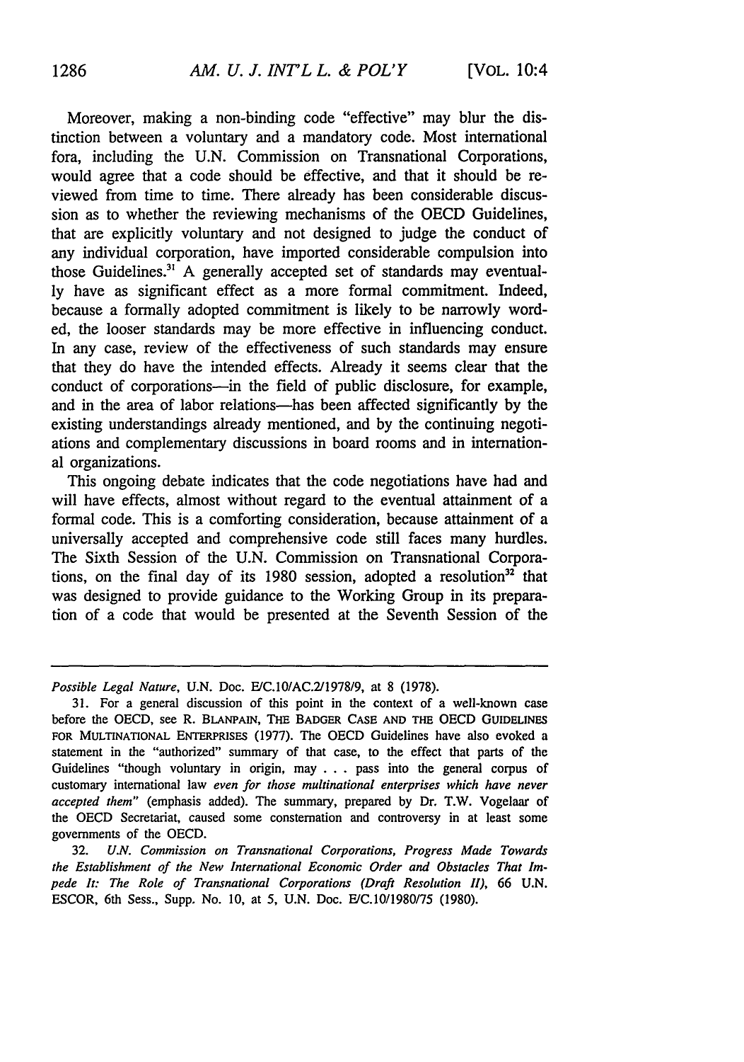Moreover, making a non-binding code "effective" may blur the distinction between a voluntary and a mandatory code. Most international fora, including the U.N. Commission on Transnational Corporations, would agree that a code should be effective, and that it should be reviewed from time to time. There already has been considerable discussion as to whether the reviewing mechanisms of the OECD Guidelines, that are explicitly voluntary and not designed to judge the conduct of any individual corporation, have imported considerable compulsion into those Guidelines.[31] A generally accepted set of standards may eventually have as significant effect as a more formal commitment. Indeed, because a formally adopted commitment is likely to be narrowly worded, the looser standards may be more effective in influencing conduct. In any case, review of the effectiveness of such standards may ensure that they do have the intended effects. Already it seems clear that the conduct of corporations—in the field of public disclosure, for example, and in the area of labor relations—has been affected significantly by the existing understandings already mentioned, and by the continuing negotiations and complementary discussions in board rooms and in international organizations.

This ongoing debate indicates that the code negotiations have had and will have effects, almost without regard to the eventual attainment of a formal code. This is a comforting consideration, because attainment of a universally accepted and comprehensive code still faces many hurdles. The Sixth Session of the U.N. Commission on Transnational Corporations, on the final day of its 1980 session, adopted a resolution[32] that was designed to provide guidance to the Working Group in its preparation of a code that would be presented at the Seventh Session of the

---

*Possible Legal Nature*, U.N. Doc. E/C.10/AC.2/1978/9, at 8 (1978).

31. For a general discussion of this point in the context of a well-known case before the OECD, see R. BLANPAIN, THE BADGER CASE AND THE OECD GUIDELINES FOR MULTINATIONAL ENTERPRISES (1977). The OECD Guidelines have also evoked a statement in the "authorized" summary of that case, to the effect that parts of the Guidelines "though voluntary in origin, may . . . pass into the general corpus of customary international law *even for those multinational enterprises which have never accepted them*" (emphasis added). The summary, prepared by Dr. T.W. Vogelaar of the OECD Secretariat, caused some consternation and controversy in at least some governments of the OECD.

32. *U.N. Commission on Transnational Corporations, Progress Made Towards the Establishment of the New International Economic Order and Obstacles That Impede It: The Role of Transnational Corporations (Draft Resolution II)*, 66 U.N. ESCOR, 6th Sess., Supp. No. 10, at 5, U.N. Doc. E/C.10/1980/75 (1980).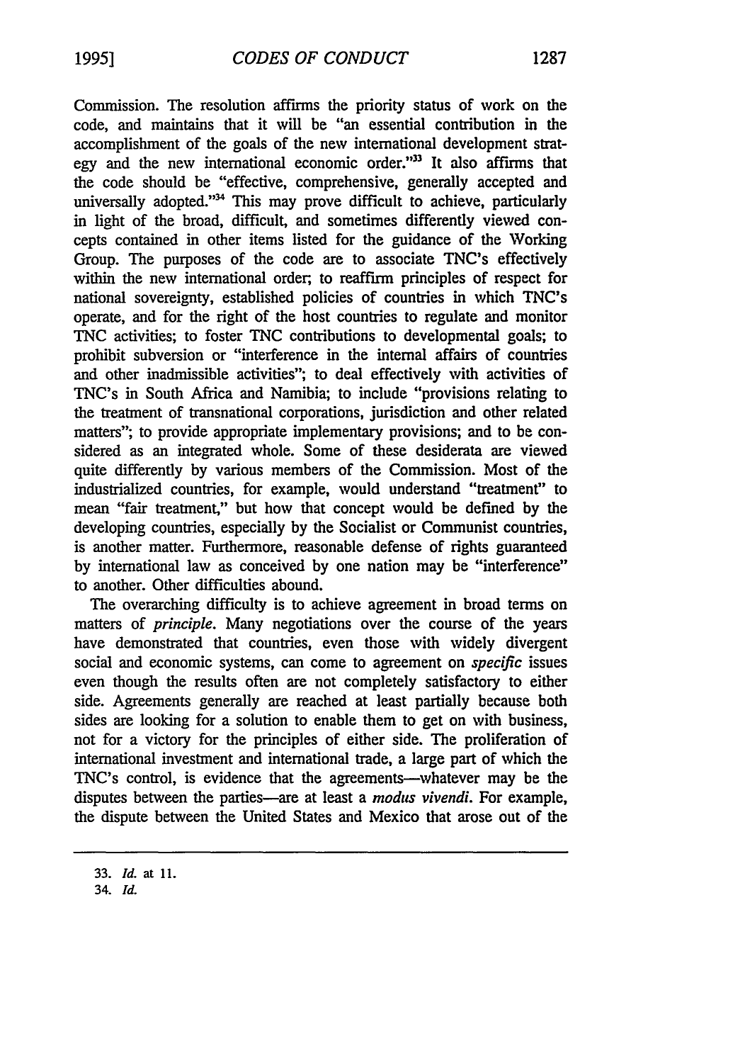Commission. The resolution affirms the priority status of work on the code, and maintains that it will be "an essential contribution in the accomplishment of the goals of the new international development strategy and the new international economic order."[33] It also affirms that the code should be "effective, comprehensive, generally accepted and universally adopted."[34] This may prove difficult to achieve, particularly in light of the broad, difficult, and sometimes differently viewed concepts contained in other items listed for the guidance of the Working Group. The purposes of the code are to associate TNC's effectively within the new international order; to reaffirm principles of respect for national sovereignty, established policies of countries in which TNC's operate, and for the right of the host countries to regulate and monitor TNC activities; to foster TNC contributions to developmental goals; to prohibit subversion or "interference in the internal affairs of countries and other inadmissible activities"; to deal effectively with activities of TNC's in South Africa and Namibia; to include "provisions relating to the treatment of transnational corporations, jurisdiction and other related matters"; to provide appropriate implementary provisions; and to be considered as an integrated whole. Some of these desiderata are viewed quite differently by various members of the Commission. Most of the industrialized countries, for example, would understand "treatment" to mean "fair treatment," but how that concept would be defined by the developing countries, especially by the Socialist or Communist countries, is another matter. Furthermore, reasonable defense of rights guaranteed by international law as conceived by one nation may be "interference" to another. Other difficulties abound.

The overarching difficulty is to achieve agreement in broad terms on matters of *principle*. Many negotiations over the course of the years have demonstrated that countries, even those with widely divergent social and economic systems, can come to agreement on *specific* issues even though the results often are not completely satisfactory to either side. Agreements generally are reached at least partially because both sides are looking for a solution to enable them to get on with business, not for a victory for the principles of either side. The proliferation of international investment and international trade, a large part of which the TNC's control, is evidence that the agreements—whatever may be the disputes between the parties—are at least a *modus vivendi*. For example, the dispute between the United States and Mexico that arose out of the

33. *Id.* at 11.

34. *Id.*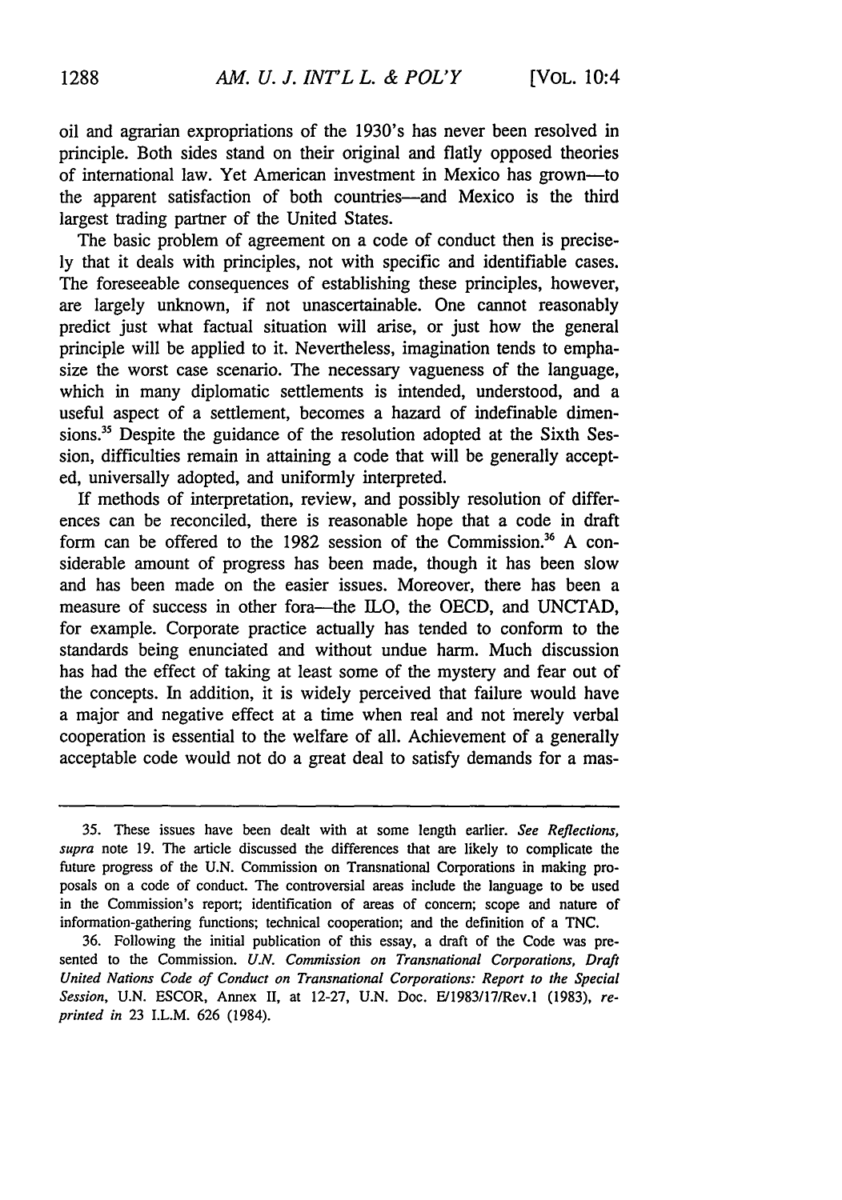oil and agrarian expropriations of the 1930's has never been resolved in principle. Both sides stand on their original and flatly opposed theories of international law. Yet American investment in Mexico has grown—to the apparent satisfaction of both countries—and Mexico is the third largest trading partner of the United States.

The basic problem of agreement on a code of conduct then is precisely that it deals with principles, not with specific and identifiable cases. The foreseeable consequences of establishing these principles, however, are largely unknown, if not unascertainable. One cannot reasonably predict just what factual situation will arise, or just how the general principle will be applied to it. Nevertheless, imagination tends to emphasize the worst case scenario. The necessary vagueness of the language, which in many diplomatic settlements is intended, understood, and a useful aspect of a settlement, becomes a hazard of indefinable dimensions.[35] Despite the guidance of the resolution adopted at the Sixth Session, difficulties remain in attaining a code that will be generally accepted, universally adopted, and uniformly interpreted.

If methods of interpretation, review, and possibly resolution of differences can be reconciled, there is reasonable hope that a code in draft form can be offered to the 1982 session of the Commission.[36] A considerable amount of progress has been made, though it has been slow and has been made on the easier issues. Moreover, there has been a measure of success in other fora—the ILO, the OECD, and UNCTAD, for example. Corporate practice actually has tended to conform to the standards being enunciated and without undue harm. Much discussion has had the effect of taking at least some of the mystery and fear out of the concepts. In addition, it is widely perceived that failure would have a major and negative effect at a time when real and not merely verbal cooperation is essential to the welfare of all. Achievement of a generally acceptable code would not do a great deal to satisfy demands for a mas-

---

35. These issues have been dealt with at some length earlier. *See Reflections, supra* note 19. The article discussed the differences that are likely to complicate the future progress of the U.N. Commission on Transnational Corporations in making proposals on a code of conduct. The controversial areas include the language to be used in the Commission's report; identification of areas of concern; scope and nature of information-gathering functions; technical cooperation; and the definition of a TNC.

36. Following the initial publication of this essay, a draft of the Code was presented to the Commission. *U.N. Commission on Transnational Corporations, Draft United Nations Code of Conduct on Transnational Corporations: Report to the Special Session*, U.N. ESCOR, Annex II, at 12-27, U.N. Doc. E/1983/17/Rev.1 (1983), *reprinted in* 23 I.L.M. 626 (1984).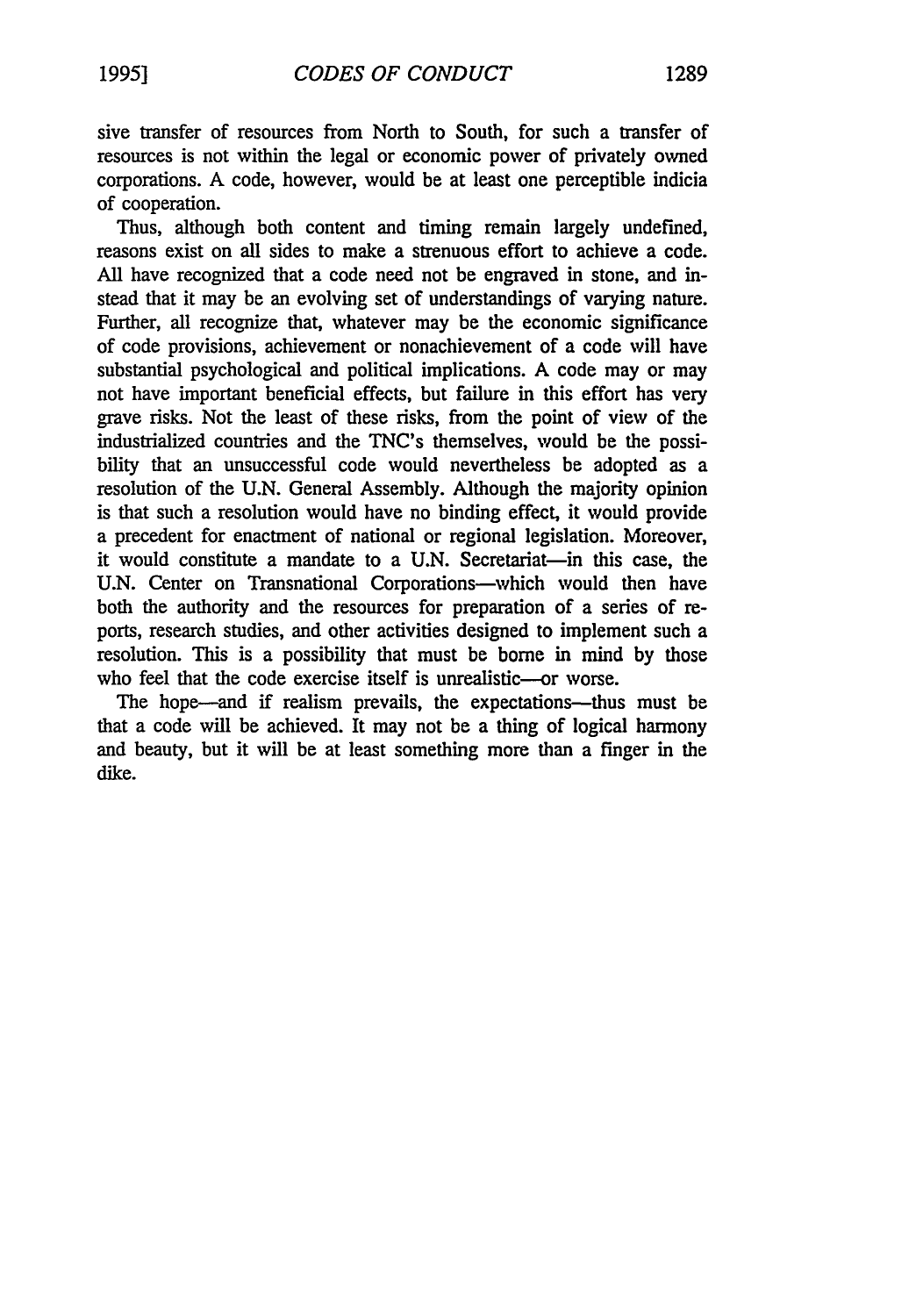sive transfer of resources from North to South, for such a transfer of resources is not within the legal or economic power of privately owned corporations. A code, however, would be at least one perceptible indicia of cooperation.

Thus, although both content and timing remain largely undefined, reasons exist on all sides to make a strenuous effort to achieve a code. All have recognized that a code need not be engraved in stone, and instead that it may be an evolving set of understandings of varying nature. Further, all recognize that, whatever may be the economic significance of code provisions, achievement or nonachievement of a code will have substantial psychological and political implications. A code may or may not have important beneficial effects, but failure in this effort has very grave risks. Not the least of these risks, from the point of view of the industrialized countries and the TNC's themselves, would be the possibility that an unsuccessful code would nevertheless be adopted as a resolution of the U.N. General Assembly. Although the majority opinion is that such a resolution would have no binding effect, it would provide a precedent for enactment of national or regional legislation. Moreover, it would constitute a mandate to a U.N. Secretariat—in this case, the U.N. Center on Transnational Corporations—which would then have both the authority and the resources for preparation of a series of reports, research studies, and other activities designed to implement such a resolution. This is a possibility that must be borne in mind by those who feel that the code exercise itself is unrealistic—or worse.

The hope—and if realism prevails, the expectations—thus must be that a code will be achieved. It may not be a thing of logical harmony and beauty, but it will be at least something more than a finger in the dike.